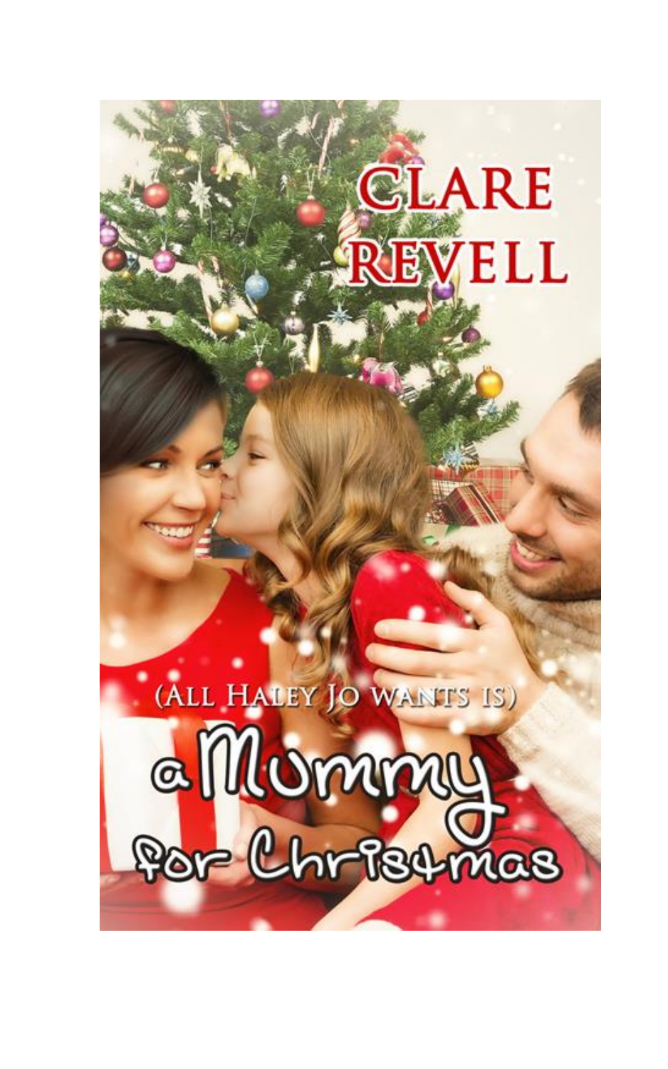# CLARE REVELL

(ALL HALEY JO WANTS IS)

# a Mummy for Christmas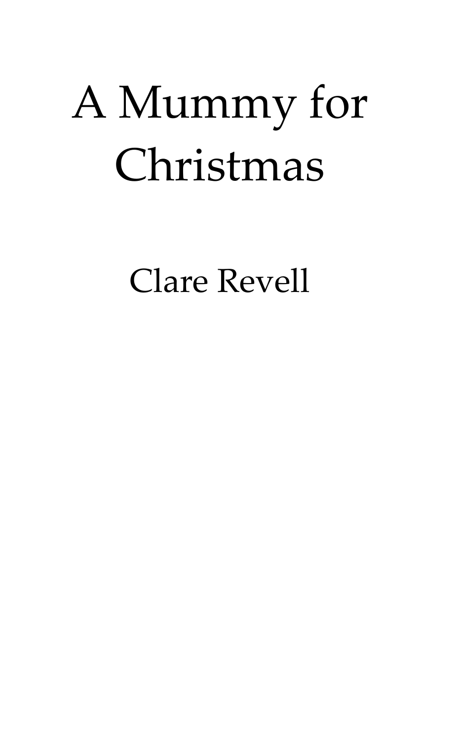# A Mummy for Christmas

Clare Revell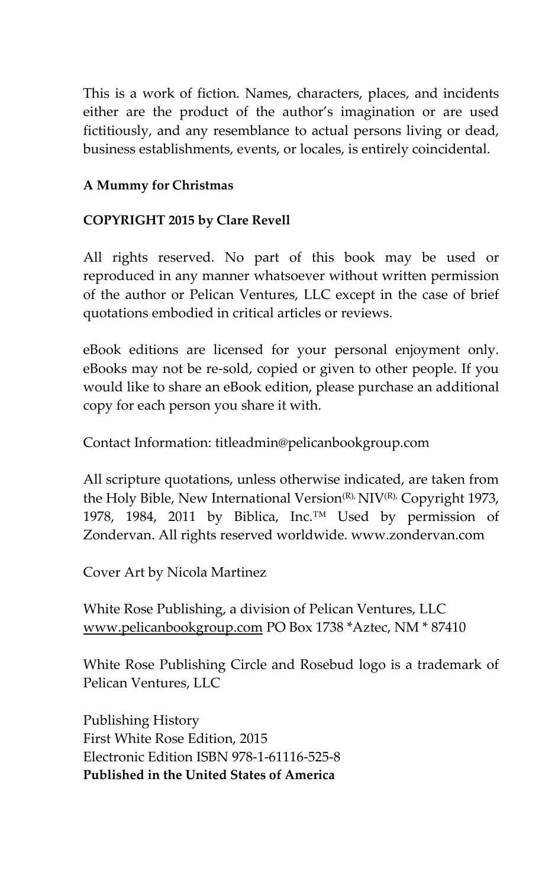This is a work of fiction. Names, characters, places, and incidents either are the product of the author's imagination or are used fictitiously, and any resemblance to actual persons living or dead, business establishments, events, or locales, is entirely coincidental.

**A Mummy for Christmas**

**COPYRIGHT 2015 by Clare Revell**

All rights reserved. No part of this book may be used or reproduced in any manner whatsoever without written permission of the author or Pelican Ventures, LLC except in the case of brief quotations embodied in critical articles or reviews.

eBook editions are licensed for your personal enjoyment only. eBooks may not be re-sold, copied or given to other people. If you would like to share an eBook edition, please purchase an additional copy for each person you share it with.

Contact Information: titleadmin@pelicanbookgroup.com

All scripture quotations, unless otherwise indicated, are taken from the Holy Bible, New International Version(R), NIV(R), Copyright 1973, 1978, 1984, 2011 by Biblica, Inc.™ Used by permission of Zondervan. All rights reserved worldwide. www.zondervan.com

Cover Art by Nicola Martinez

White Rose Publishing, a division of Pelican Ventures, LLC
www.pelicanbookgroup.com PO Box 1738 *Aztec, NM * 87410

White Rose Publishing Circle and Rosebud logo is a trademark of Pelican Ventures, LLC

Publishing History
First White Rose Edition, 2015
Electronic Edition ISBN 978-1-61116-525-8
**Published in the United States of America**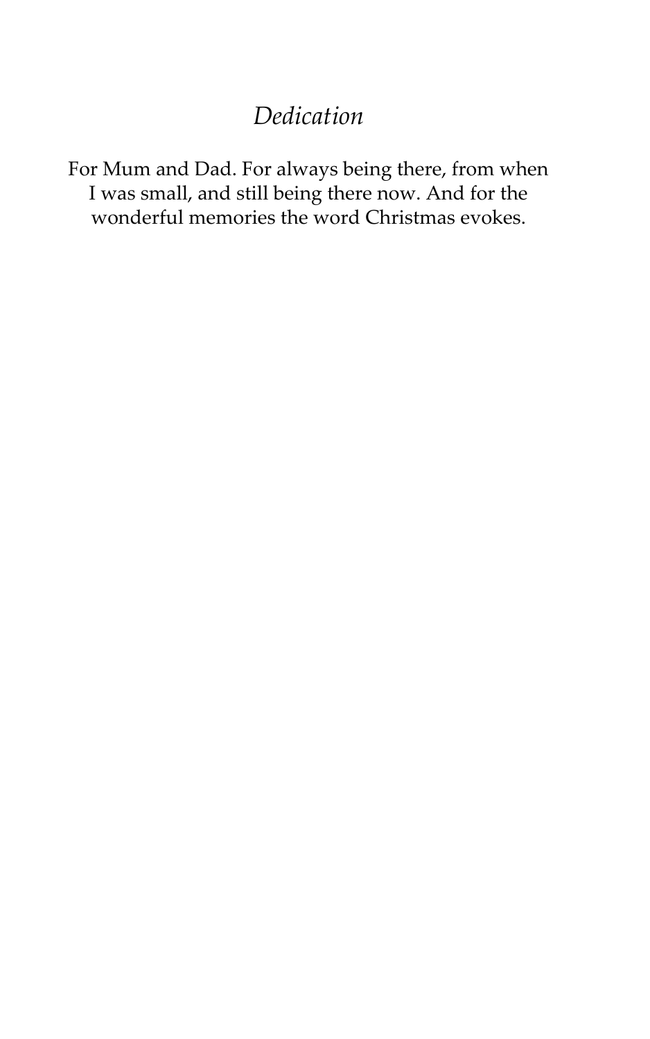# *Dedication*

For Mum and Dad. For always being there, from when I was small, and still being there now. And for the wonderful memories the word Christmas evokes.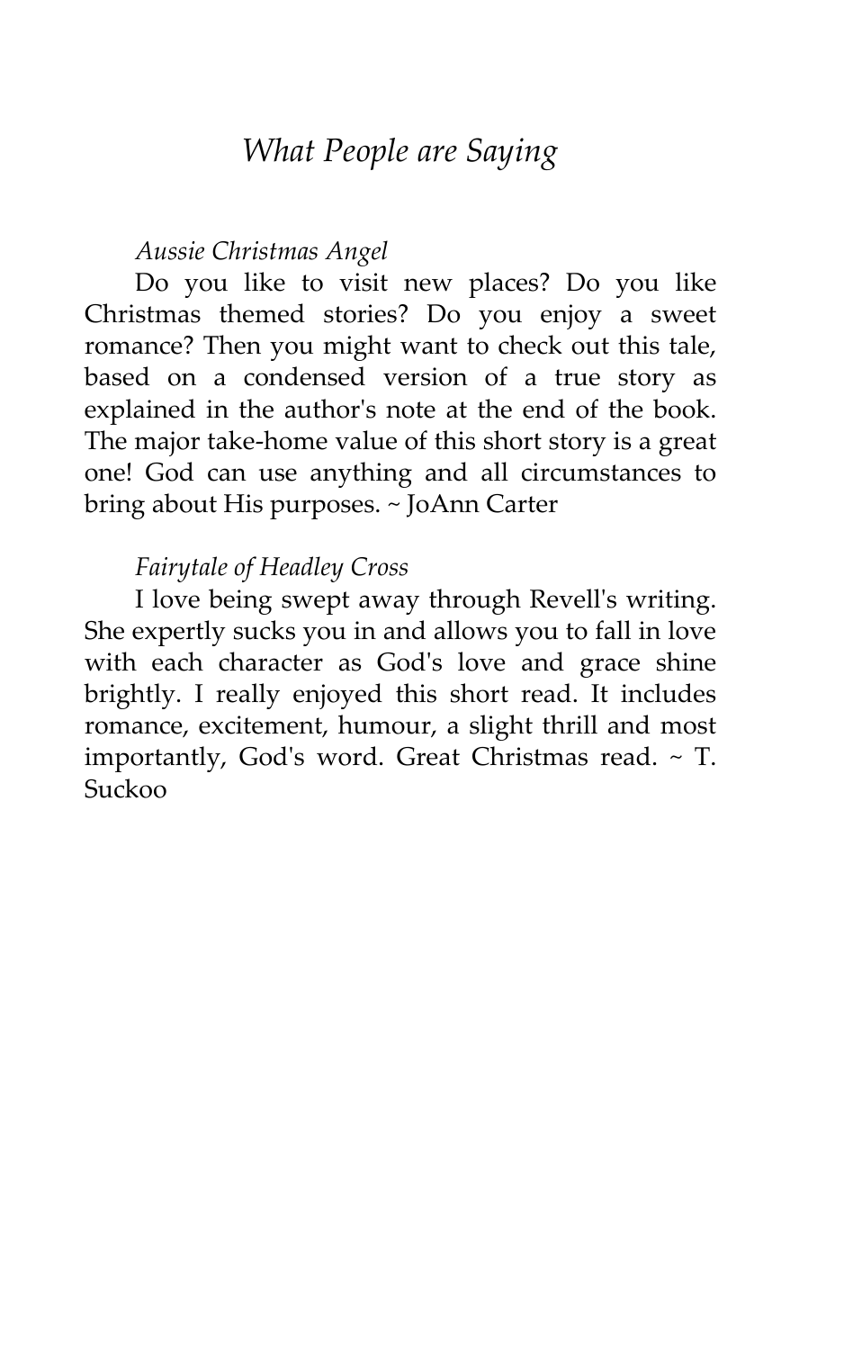# *What People are Saying*

*Aussie Christmas Angel*

Do you like to visit new places? Do you like Christmas themed stories? Do you enjoy a sweet romance? Then you might want to check out this tale, based on a condensed version of a true story as explained in the author's note at the end of the book. The major take-home value of this short story is a great one! God can use anything and all circumstances to bring about His purposes. ~ JoAnn Carter

*Fairytale of Headley Cross*

I love being swept away through Revell's writing. She expertly sucks you in and allows you to fall in love with each character as God's love and grace shine brightly. I really enjoyed this short read. It includes romance, excitement, humour, a slight thrill and most importantly, God's word. Great Christmas read. ~ T. Suckoo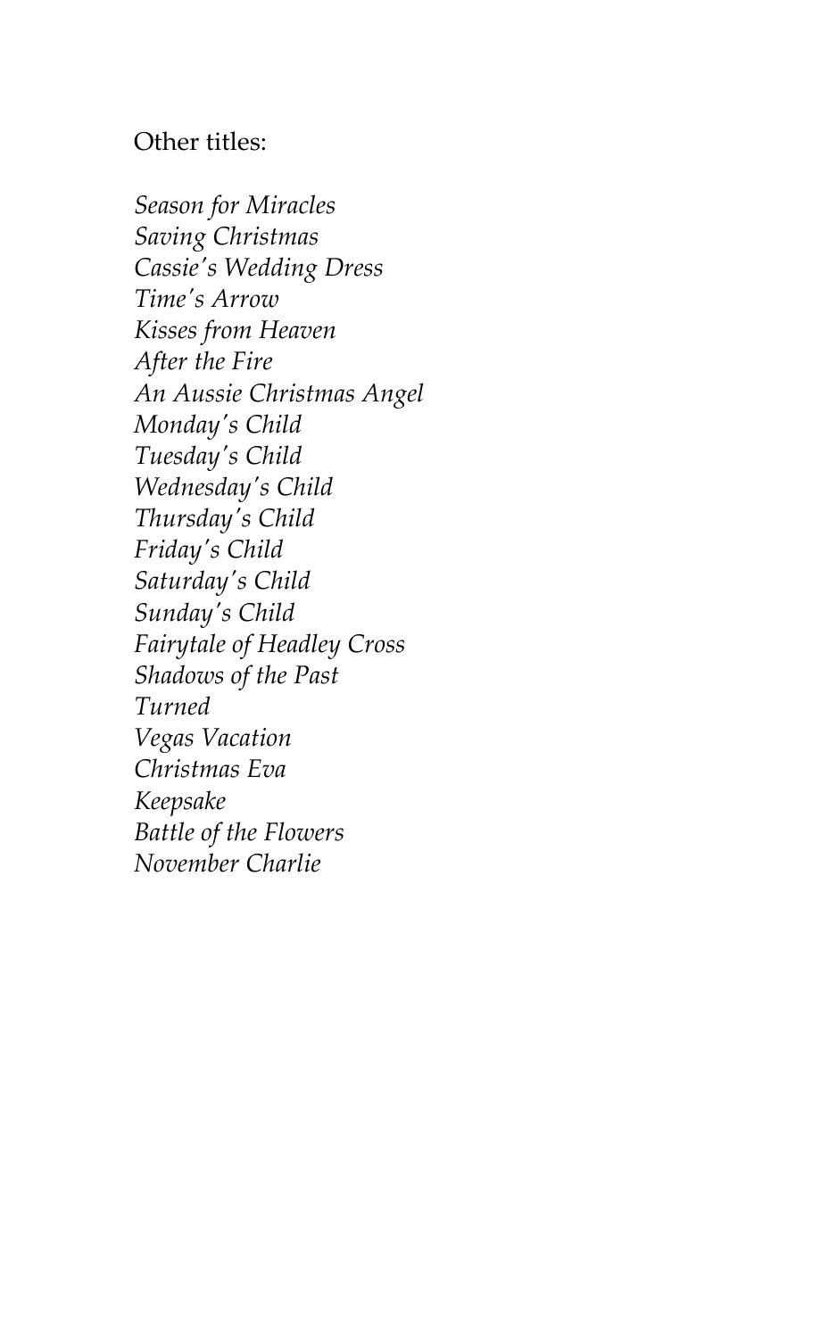Other titles:

*Season for Miracles*
*Saving Christmas*
*Cassie's Wedding Dress*
*Time's Arrow*
*Kisses from Heaven*
*After the Fire*
*An Aussie Christmas Angel*
*Monday's Child*
*Tuesday's Child*
*Wednesday's Child*
*Thursday's Child*
*Friday's Child*
*Saturday's Child*
*Sunday's Child*
*Fairytale of Headley Cross*
*Shadows of the Past*
*Turned*
*Vegas Vacation*
*Christmas Eva*
*Keepsake*
*Battle of the Flowers*
*November Charlie*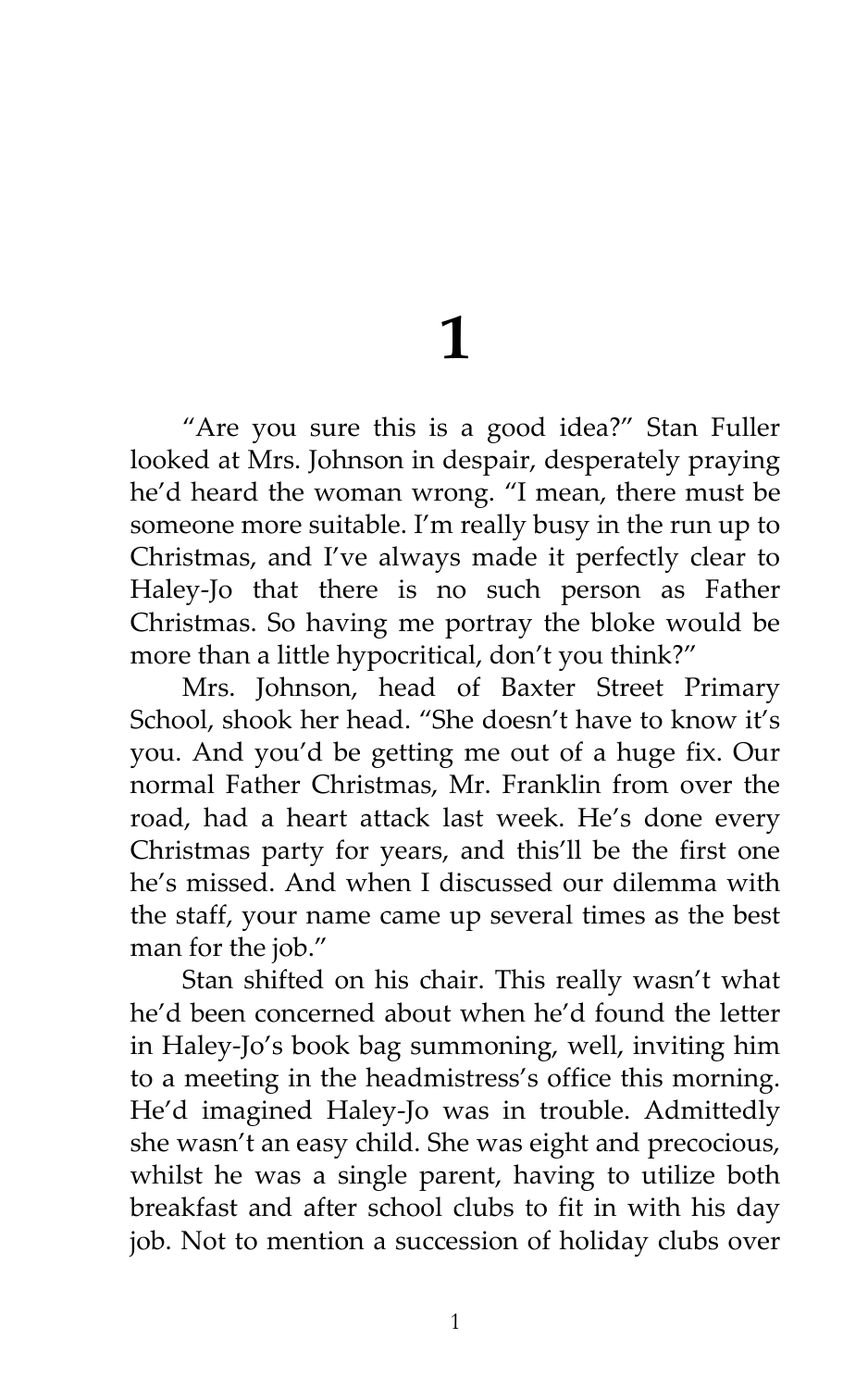# 1

"Are you sure this is a good idea?" Stan Fuller looked at Mrs. Johnson in despair, desperately praying he'd heard the woman wrong. "I mean, there must be someone more suitable. I'm really busy in the run up to Christmas, and I've always made it perfectly clear to Haley-Jo that there is no such person as Father Christmas. So having me portray the bloke would be more than a little hypocritical, don't you think?"

Mrs. Johnson, head of Baxter Street Primary School, shook her head. "She doesn't have to know it's you. And you'd be getting me out of a huge fix. Our normal Father Christmas, Mr. Franklin from over the road, had a heart attack last week. He's done every Christmas party for years, and this'll be the first one he's missed. And when I discussed our dilemma with the staff, your name came up several times as the best man for the job."

Stan shifted on his chair. This really wasn't what he'd been concerned about when he'd found the letter in Haley-Jo's book bag summoning, well, inviting him to a meeting in the headmistress's office this morning. He'd imagined Haley-Jo was in trouble. Admittedly she wasn't an easy child. She was eight and precocious, whilst he was a single parent, having to utilize both breakfast and after school clubs to fit in with his day job. Not to mention a succession of holiday clubs over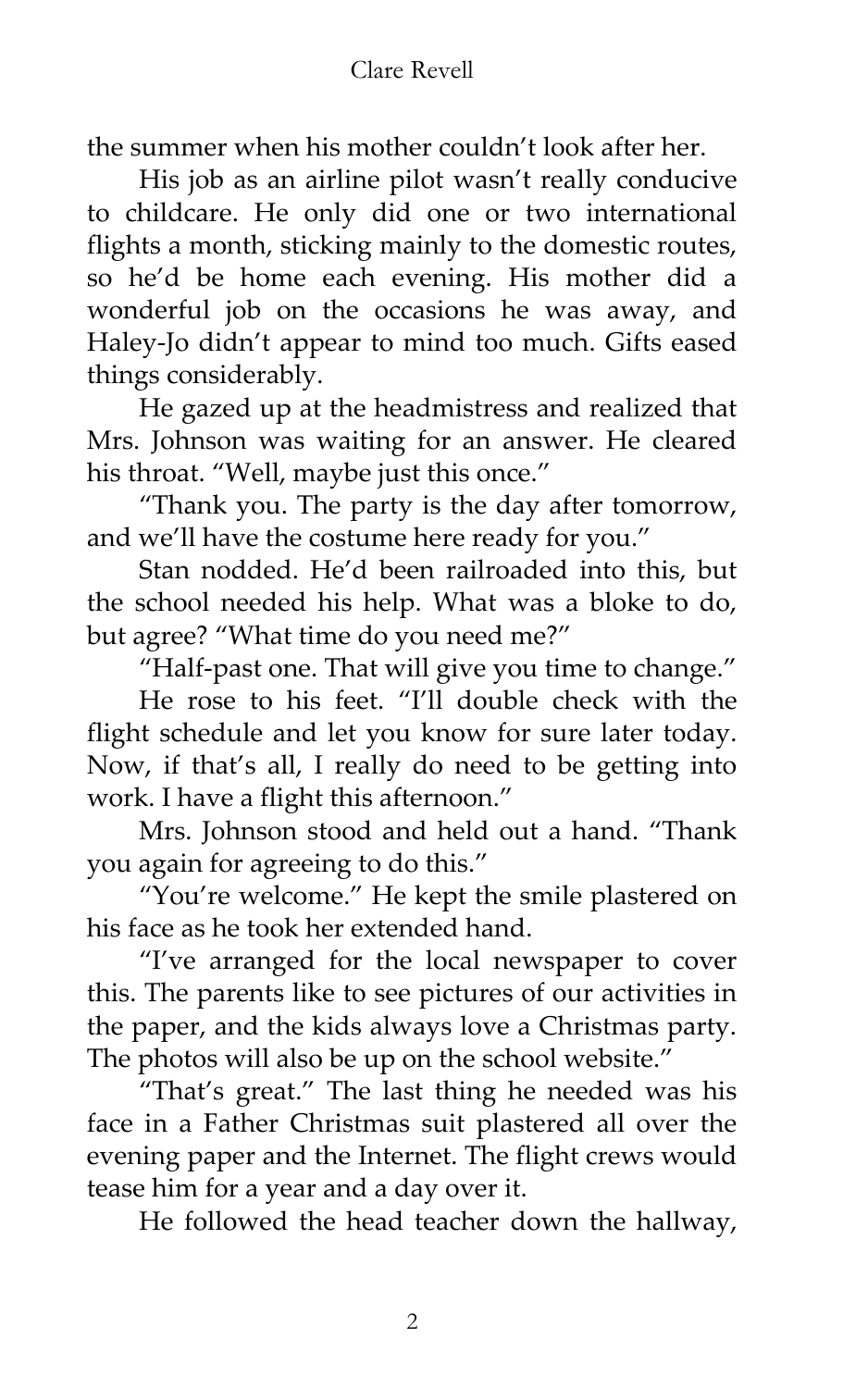the summer when his mother couldn't look after her.

His job as an airline pilot wasn't really conducive to childcare. He only did one or two international flights a month, sticking mainly to the domestic routes, so he'd be home each evening. His mother did a wonderful job on the occasions he was away, and Haley-Jo didn't appear to mind too much. Gifts eased things considerably.

He gazed up at the headmistress and realized that Mrs. Johnson was waiting for an answer. He cleared his throat. "Well, maybe just this once."

"Thank you. The party is the day after tomorrow, and we'll have the costume here ready for you."

Stan nodded. He'd been railroaded into this, but the school needed his help. What was a bloke to do, but agree? "What time do you need me?"

"Half-past one. That will give you time to change."

He rose to his feet. "I'll double check with the flight schedule and let you know for sure later today. Now, if that's all, I really do need to be getting into work. I have a flight this afternoon."

Mrs. Johnson stood and held out a hand. "Thank you again for agreeing to do this."

"You're welcome." He kept the smile plastered on his face as he took her extended hand.

"I've arranged for the local newspaper to cover this. The parents like to see pictures of our activities in the paper, and the kids always love a Christmas party. The photos will also be up on the school website."

"That's great." The last thing he needed was his face in a Father Christmas suit plastered all over the evening paper and the Internet. The flight crews would tease him for a year and a day over it.

He followed the head teacher down the hallway,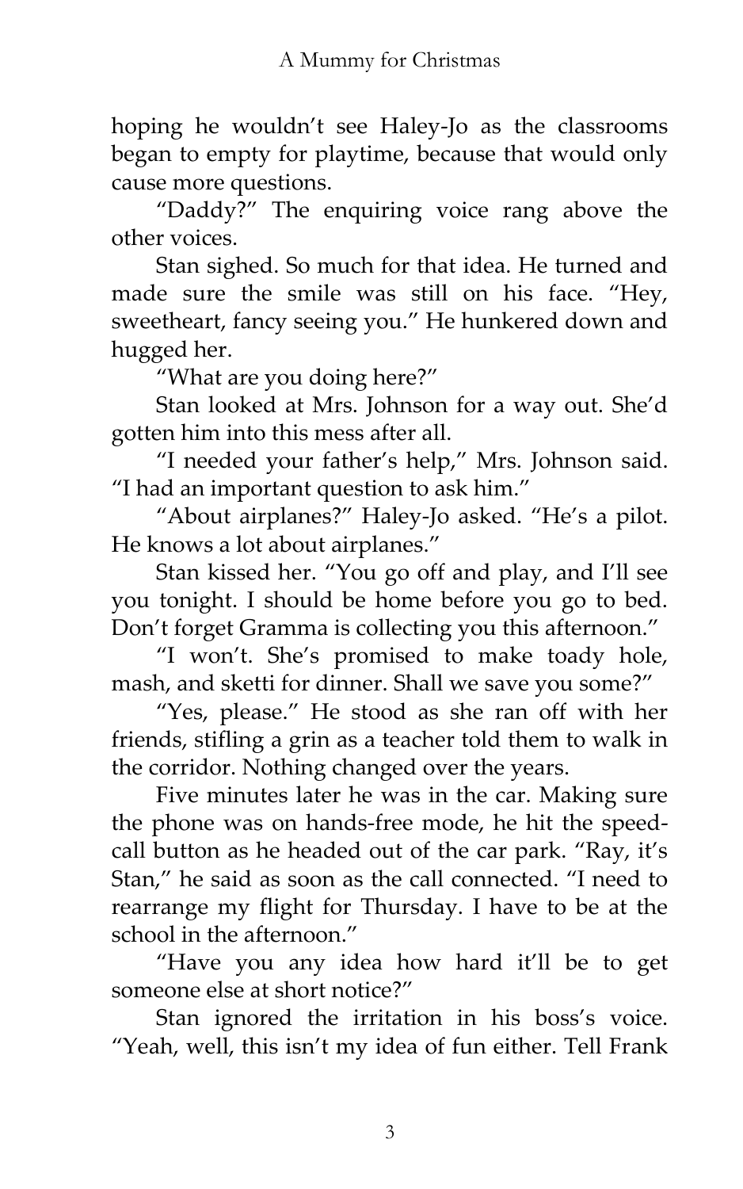hoping he wouldn't see Haley-Jo as the classrooms began to empty for playtime, because that would only cause more questions.

"Daddy?" The enquiring voice rang above the other voices.

Stan sighed. So much for that idea. He turned and made sure the smile was still on his face. "Hey, sweetheart, fancy seeing you." He hunkered down and hugged her.

"What are you doing here?"

Stan looked at Mrs. Johnson for a way out. She'd gotten him into this mess after all.

"I needed your father's help," Mrs. Johnson said. "I had an important question to ask him."

"About airplanes?" Haley-Jo asked. "He's a pilot. He knows a lot about airplanes."

Stan kissed her. "You go off and play, and I'll see you tonight. I should be home before you go to bed. Don't forget Gramma is collecting you this afternoon."

"I won't. She's promised to make toady hole, mash, and sketti for dinner. Shall we save you some?"

"Yes, please." He stood as she ran off with her friends, stifling a grin as a teacher told them to walk in the corridor. Nothing changed over the years.

Five minutes later he was in the car. Making sure the phone was on hands-free mode, he hit the speed-call button as he headed out of the car park. "Ray, it's Stan," he said as soon as the call connected. "I need to rearrange my flight for Thursday. I have to be at the school in the afternoon."

"Have you any idea how hard it'll be to get someone else at short notice?"

Stan ignored the irritation in his boss's voice. "Yeah, well, this isn't my idea of fun either. Tell Frank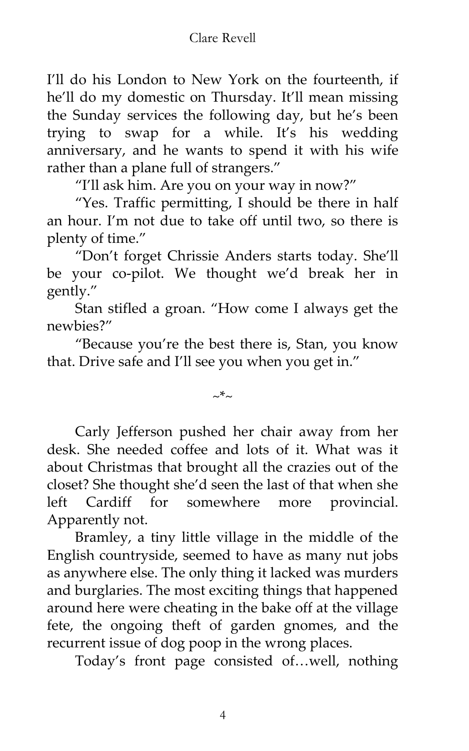I'll do his London to New York on the fourteenth, if he'll do my domestic on Thursday. It'll mean missing the Sunday services the following day, but he's been trying to swap for a while. It's his wedding anniversary, and he wants to spend it with his wife rather than a plane full of strangers."

"I'll ask him. Are you on your way in now?"

"Yes. Traffic permitting, I should be there in half an hour. I'm not due to take off until two, so there is plenty of time."

"Don't forget Chrissie Anders starts today. She'll be your co-pilot. We thought we'd break her in gently."

Stan stifled a groan. "How come I always get the newbies?"

"Because you're the best there is, Stan, you know that. Drive safe and I'll see you when you get in."

~*~

Carly Jefferson pushed her chair away from her desk. She needed coffee and lots of it. What was it about Christmas that brought all the crazies out of the closet? She thought she'd seen the last of that when she left Cardiff for somewhere more provincial. Apparently not.

Bramley, a tiny little village in the middle of the English countryside, seemed to have as many nut jobs as anywhere else. The only thing it lacked was murders and burglaries. The most exciting things that happened around here were cheating in the bake off at the village fete, the ongoing theft of garden gnomes, and the recurrent issue of dog poop in the wrong places.

Today's front page consisted of…well, nothing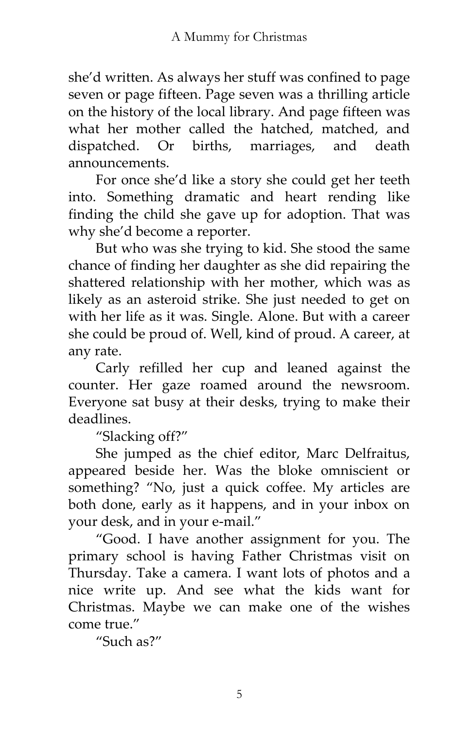she'd written. As always her stuff was confined to page seven or page fifteen. Page seven was a thrilling article on the history of the local library. And page fifteen was what her mother called the hatched, matched, and dispatched. Or births, marriages, and death announcements.

For once she'd like a story she could get her teeth into. Something dramatic and heart rending like finding the child she gave up for adoption. That was why she'd become a reporter.

But who was she trying to kid. She stood the same chance of finding her daughter as she did repairing the shattered relationship with her mother, which was as likely as an asteroid strike. She just needed to get on with her life as it was. Single. Alone. But with a career she could be proud of. Well, kind of proud. A career, at any rate.

Carly refilled her cup and leaned against the counter. Her gaze roamed around the newsroom. Everyone sat busy at their desks, trying to make their deadlines.

"Slacking off?"

She jumped as the chief editor, Marc Delfraitus, appeared beside her. Was the bloke omniscient or something? "No, just a quick coffee. My articles are both done, early as it happens, and in your inbox on your desk, and in your e-mail."

"Good. I have another assignment for you. The primary school is having Father Christmas visit on Thursday. Take a camera. I want lots of photos and a nice write up. And see what the kids want for Christmas. Maybe we can make one of the wishes come true."

"Such as?"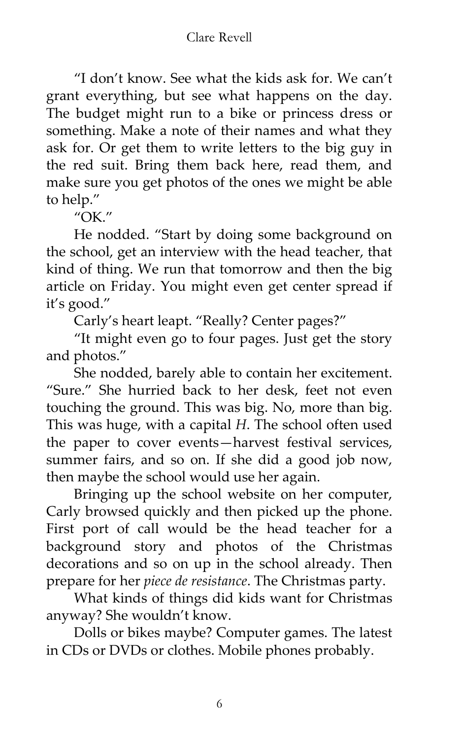"I don't know. See what the kids ask for. We can't grant everything, but see what happens on the day. The budget might run to a bike or princess dress or something. Make a note of their names and what they ask for. Or get them to write letters to the big guy in the red suit. Bring them back here, read them, and make sure you get photos of the ones we might be able to help."

"OK."

He nodded. "Start by doing some background on the school, get an interview with the head teacher, that kind of thing. We run that tomorrow and then the big article on Friday. You might even get center spread if it's good."

Carly's heart leapt. "Really? Center pages?"

"It might even go to four pages. Just get the story and photos."

She nodded, barely able to contain her excitement. "Sure." She hurried back to her desk, feet not even touching the ground. This was big. No, more than big. This was huge, with a capital *H*. The school often used the paper to cover events—harvest festival services, summer fairs, and so on. If she did a good job now, then maybe the school would use her again.

Bringing up the school website on her computer, Carly browsed quickly and then picked up the phone. First port of call would be the head teacher for a background story and photos of the Christmas decorations and so on up in the school already. Then prepare for her *piece de resistance*. The Christmas party.

What kinds of things did kids want for Christmas anyway? She wouldn't know.

Dolls or bikes maybe? Computer games. The latest in CDs or DVDs or clothes. Mobile phones probably.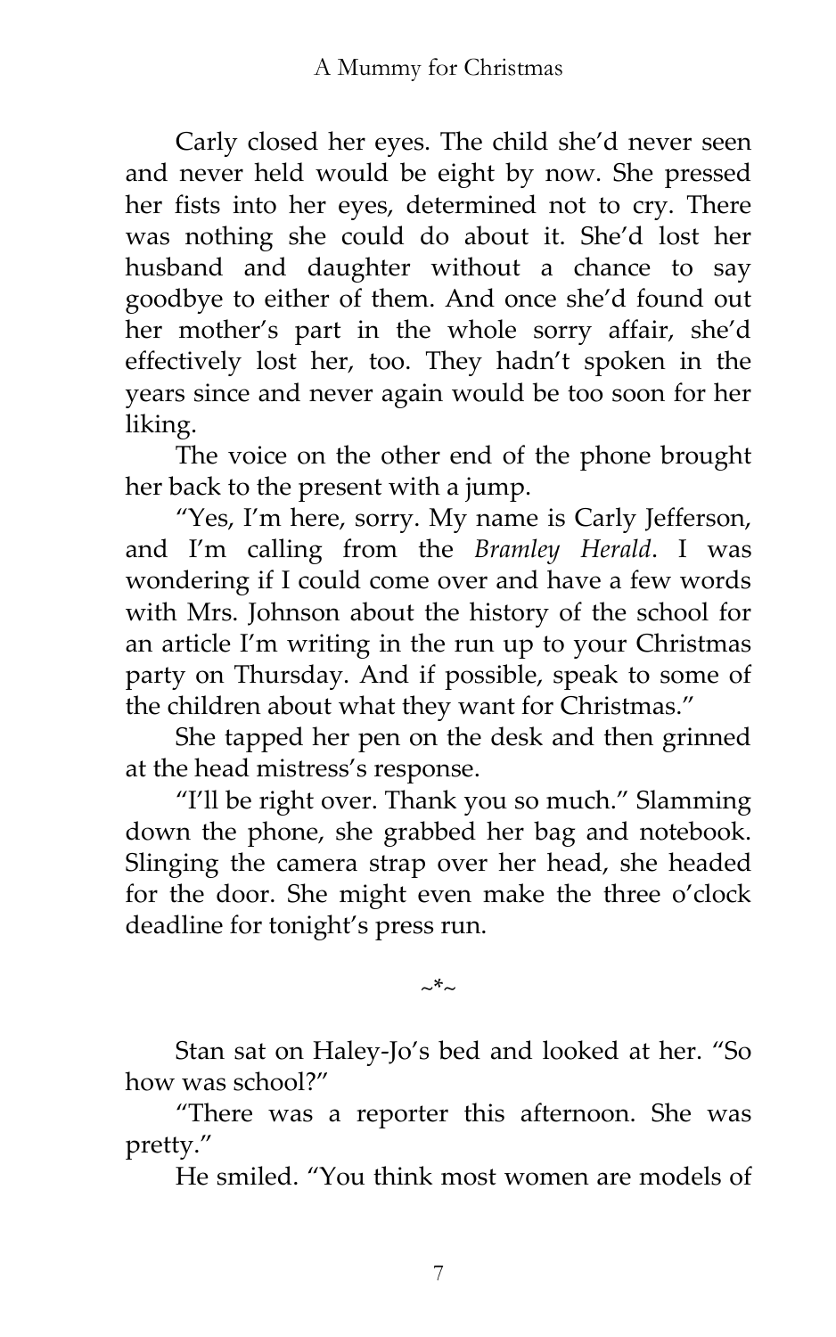Carly closed her eyes. The child she'd never seen and never held would be eight by now. She pressed her fists into her eyes, determined not to cry. There was nothing she could do about it. She'd lost her husband and daughter without a chance to say goodbye to either of them. And once she'd found out her mother's part in the whole sorry affair, she'd effectively lost her, too. They hadn't spoken in the years since and never again would be too soon for her liking.

The voice on the other end of the phone brought her back to the present with a jump.

"Yes, I'm here, sorry. My name is Carly Jefferson, and I'm calling from the *Bramley Herald*. I was wondering if I could come over and have a few words with Mrs. Johnson about the history of the school for an article I'm writing in the run up to your Christmas party on Thursday. And if possible, speak to some of the children about what they want for Christmas."

She tapped her pen on the desk and then grinned at the head mistress's response.

"I'll be right over. Thank you so much." Slamming down the phone, she grabbed her bag and notebook. Slinging the camera strap over her head, she headed for the door. She might even make the three o'clock deadline for tonight's press run.

~*~

Stan sat on Haley-Jo's bed and looked at her. "So how was school?"

"There was a reporter this afternoon. She was pretty."

He smiled. "You think most women are models of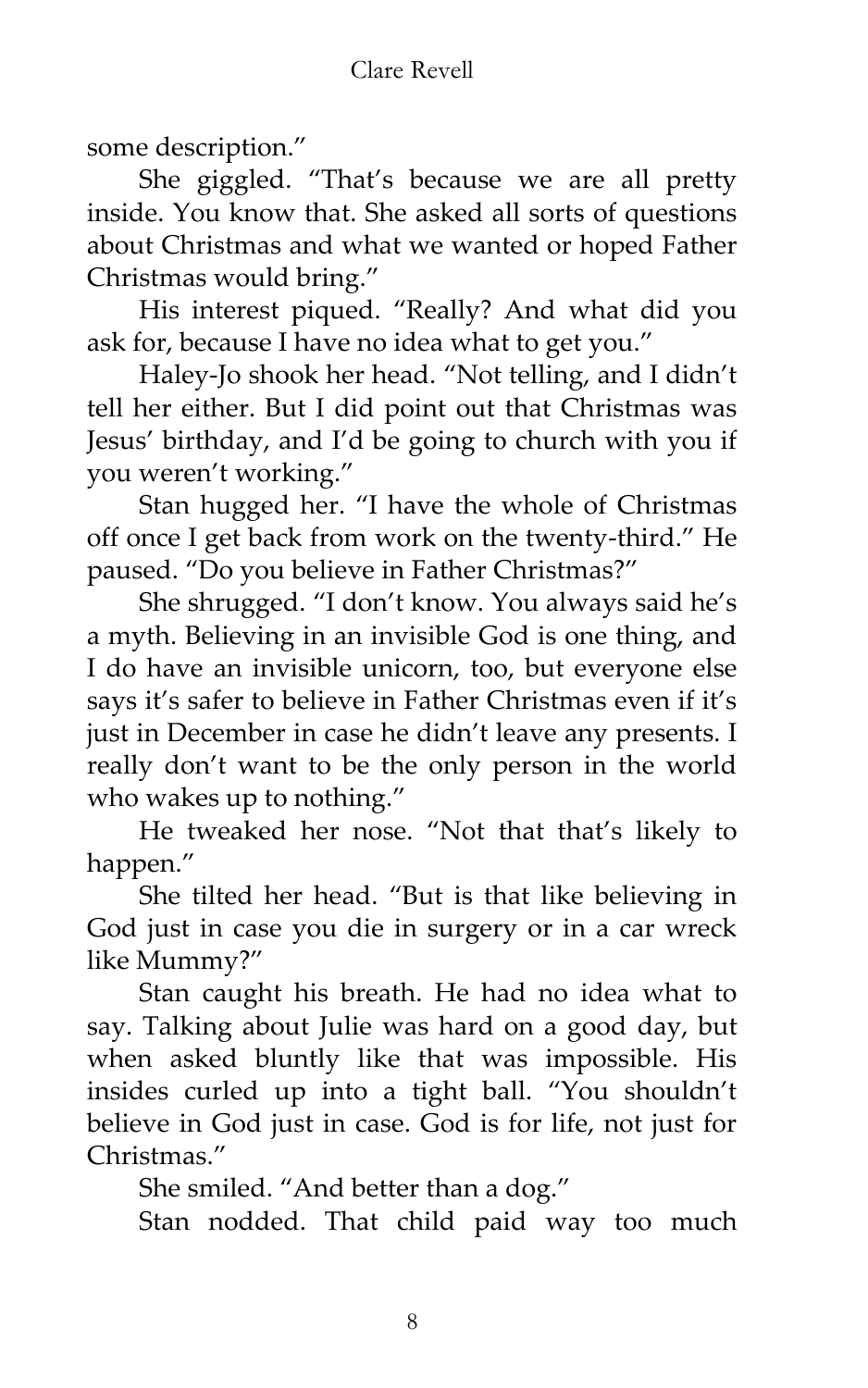some description."

She giggled. "That's because we are all pretty inside. You know that. She asked all sorts of questions about Christmas and what we wanted or hoped Father Christmas would bring."

His interest piqued. "Really? And what did you ask for, because I have no idea what to get you."

Haley-Jo shook her head. "Not telling, and I didn't tell her either. But I did point out that Christmas was Jesus' birthday, and I'd be going to church with you if you weren't working."

Stan hugged her. "I have the whole of Christmas off once I get back from work on the twenty-third." He paused. "Do you believe in Father Christmas?"

She shrugged. "I don't know. You always said he's a myth. Believing in an invisible God is one thing, and I do have an invisible unicorn, too, but everyone else says it's safer to believe in Father Christmas even if it's just in December in case he didn't leave any presents. I really don't want to be the only person in the world who wakes up to nothing."

He tweaked her nose. "Not that that's likely to happen."

She tilted her head. "But is that like believing in God just in case you die in surgery or in a car wreck like Mummy?"

Stan caught his breath. He had no idea what to say. Talking about Julie was hard on a good day, but when asked bluntly like that was impossible. His insides curled up into a tight ball. "You shouldn't believe in God just in case. God is for life, not just for Christmas."

She smiled. "And better than a dog."

Stan nodded. That child paid way too much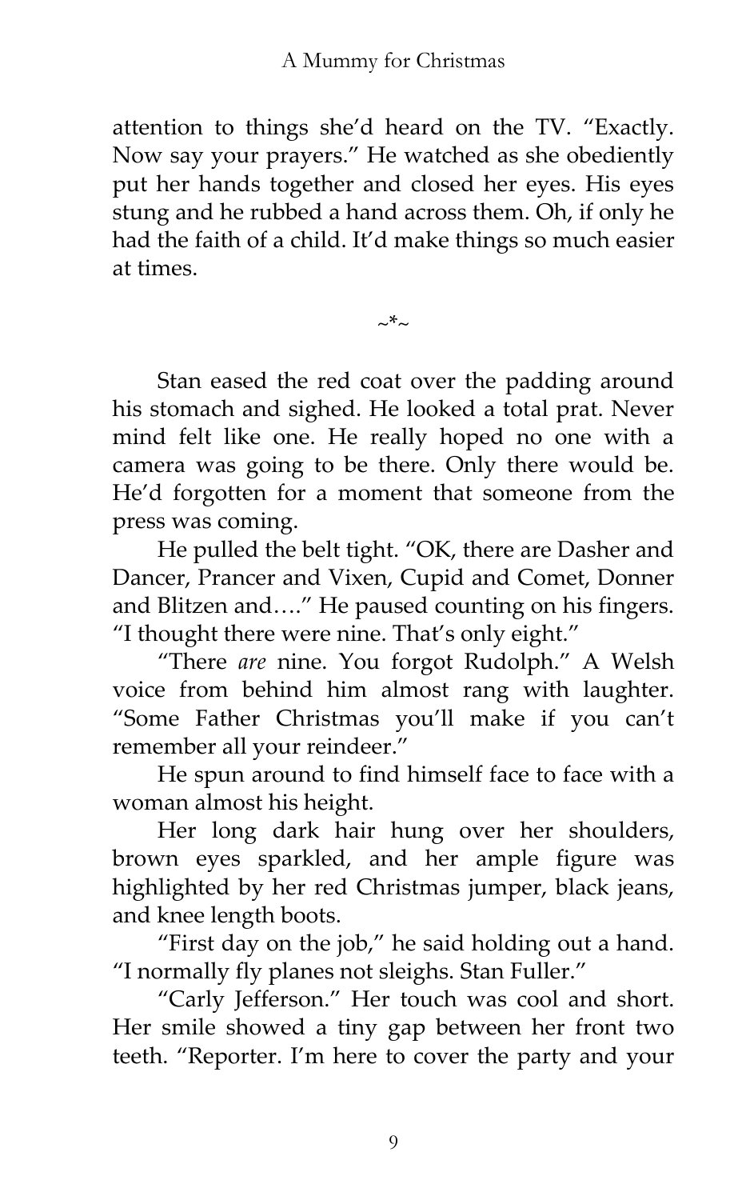attention to things she'd heard on the TV. "Exactly. Now say your prayers." He watched as she obediently put her hands together and closed her eyes. His eyes stung and he rubbed a hand across them. Oh, if only he had the faith of a child. It'd make things so much easier at times.

~*~

Stan eased the red coat over the padding around his stomach and sighed. He looked a total prat. Never mind felt like one. He really hoped no one with a camera was going to be there. Only there would be. He'd forgotten for a moment that someone from the press was coming.

He pulled the belt tight. "OK, there are Dasher and Dancer, Prancer and Vixen, Cupid and Comet, Donner and Blitzen and…." He paused counting on his fingers. "I thought there were nine. That's only eight."

"There *are* nine. You forgot Rudolph." A Welsh voice from behind him almost rang with laughter. "Some Father Christmas you'll make if you can't remember all your reindeer."

He spun around to find himself face to face with a woman almost his height.

Her long dark hair hung over her shoulders, brown eyes sparkled, and her ample figure was highlighted by her red Christmas jumper, black jeans, and knee length boots.

"First day on the job," he said holding out a hand. "I normally fly planes not sleighs. Stan Fuller."

"Carly Jefferson." Her touch was cool and short. Her smile showed a tiny gap between her front two teeth. "Reporter. I'm here to cover the party and your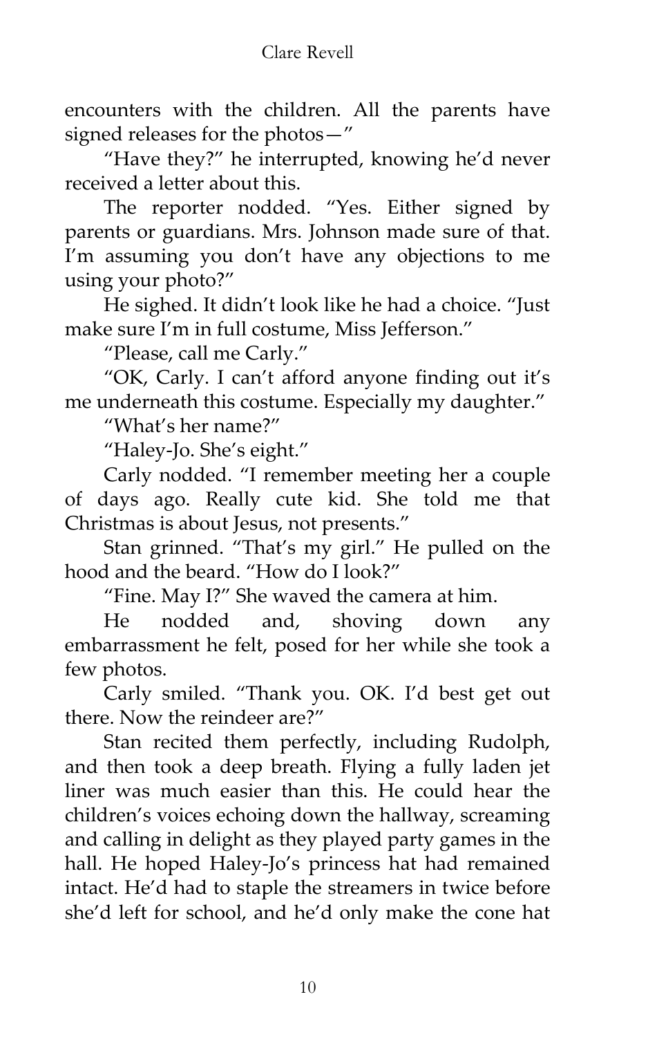encounters with the children. All the parents have signed releases for the photos—"

"Have they?" he interrupted, knowing he'd never received a letter about this.

The reporter nodded. "Yes. Either signed by parents or guardians. Mrs. Johnson made sure of that. I'm assuming you don't have any objections to me using your photo?"

He sighed. It didn't look like he had a choice. "Just make sure I'm in full costume, Miss Jefferson."

"Please, call me Carly."

"OK, Carly. I can't afford anyone finding out it's me underneath this costume. Especially my daughter."

"What's her name?"

"Haley-Jo. She's eight."

Carly nodded. "I remember meeting her a couple of days ago. Really cute kid. She told me that Christmas is about Jesus, not presents."

Stan grinned. "That's my girl." He pulled on the hood and the beard. "How do I look?"

"Fine. May I?" She waved the camera at him.

He nodded and, shoving down any embarrassment he felt, posed for her while she took a few photos.

Carly smiled. "Thank you. OK. I'd best get out there. Now the reindeer are?"

Stan recited them perfectly, including Rudolph, and then took a deep breath. Flying a fully laden jet liner was much easier than this. He could hear the children's voices echoing down the hallway, screaming and calling in delight as they played party games in the hall. He hoped Haley-Jo's princess hat had remained intact. He'd had to staple the streamers in twice before she'd left for school, and he'd only make the cone hat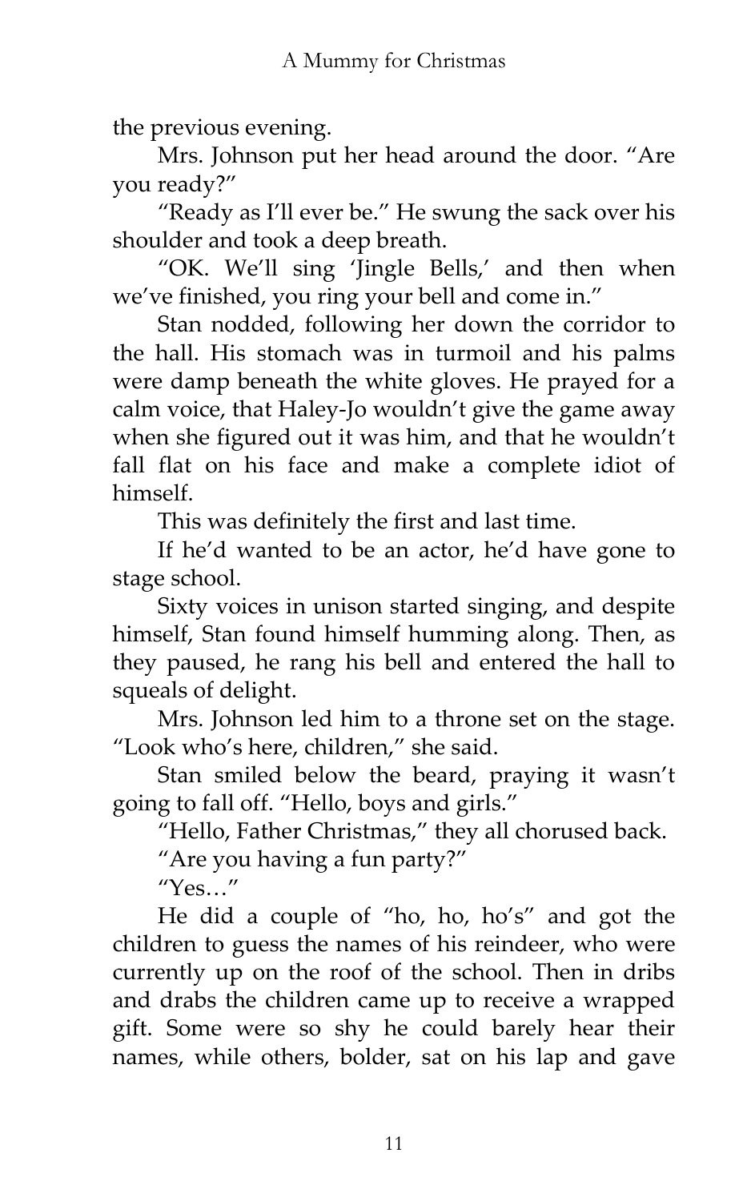the previous evening.

Mrs. Johnson put her head around the door. "Are you ready?"

"Ready as I'll ever be." He swung the sack over his shoulder and took a deep breath.

"OK. We'll sing 'Jingle Bells,' and then when we've finished, you ring your bell and come in."

Stan nodded, following her down the corridor to the hall. His stomach was in turmoil and his palms were damp beneath the white gloves. He prayed for a calm voice, that Haley-Jo wouldn't give the game away when she figured out it was him, and that he wouldn't fall flat on his face and make a complete idiot of himself.

This was definitely the first and last time.

If he'd wanted to be an actor, he'd have gone to stage school.

Sixty voices in unison started singing, and despite himself, Stan found himself humming along. Then, as they paused, he rang his bell and entered the hall to squeals of delight.

Mrs. Johnson led him to a throne set on the stage. "Look who's here, children," she said.

Stan smiled below the beard, praying it wasn't going to fall off. "Hello, boys and girls."

"Hello, Father Christmas," they all chorused back.

"Are you having a fun party?"

"Yes…"

He did a couple of "ho, ho, ho's" and got the children to guess the names of his reindeer, who were currently up on the roof of the school. Then in dribs and drabs the children came up to receive a wrapped gift. Some were so shy he could barely hear their names, while others, bolder, sat on his lap and gave